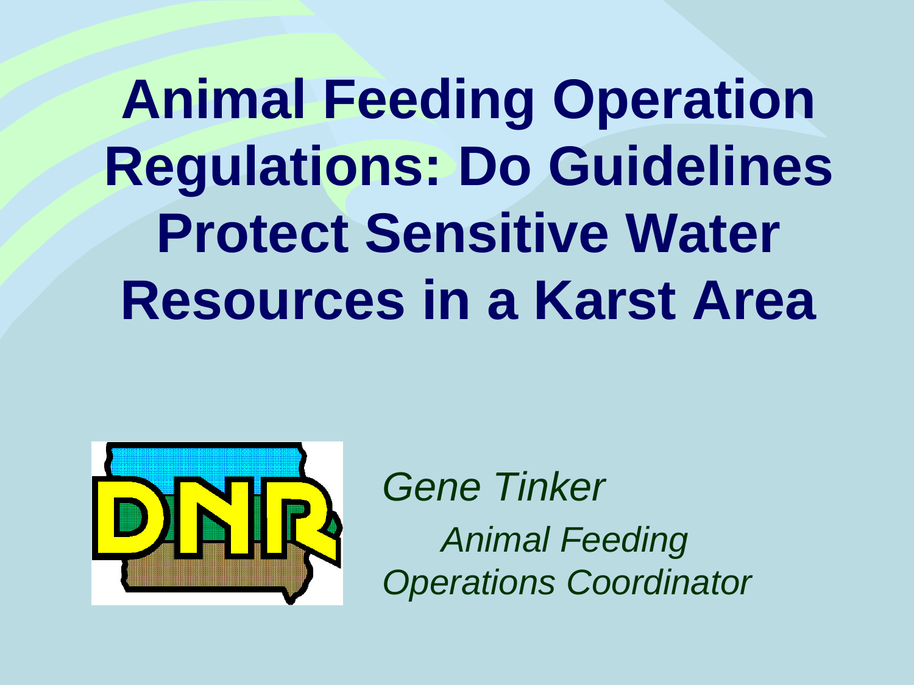# Animal Feeding Operation Regulations: Do Guidelines Protect Sensitive Water Resources in a Karst Area

*Gene Tinker*

*Animal Feeding Operations Coordinator*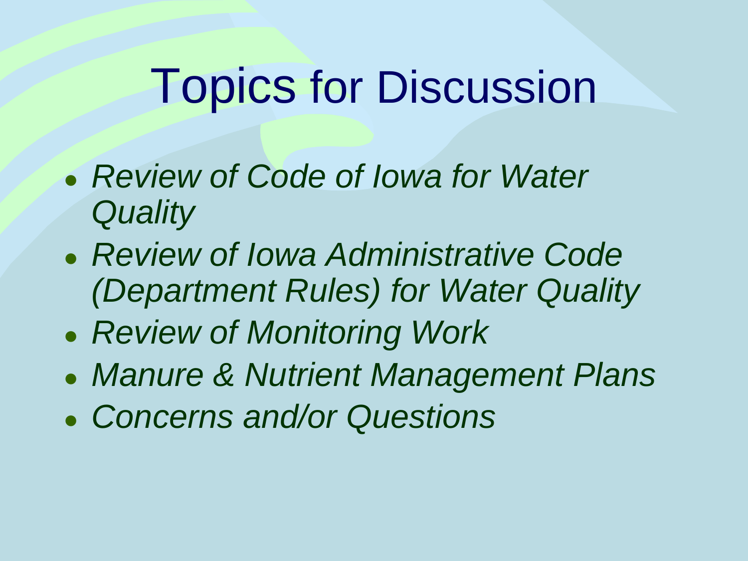# Topics for Discussion

- *Review of Code of Iowa for Water Quality*
- *Review of Iowa Administrative Code (Department Rules) for Water Quality*
- *Review of Monitoring Work*
- *Manure & Nutrient Management Plans*
- *Concerns and/or Questions*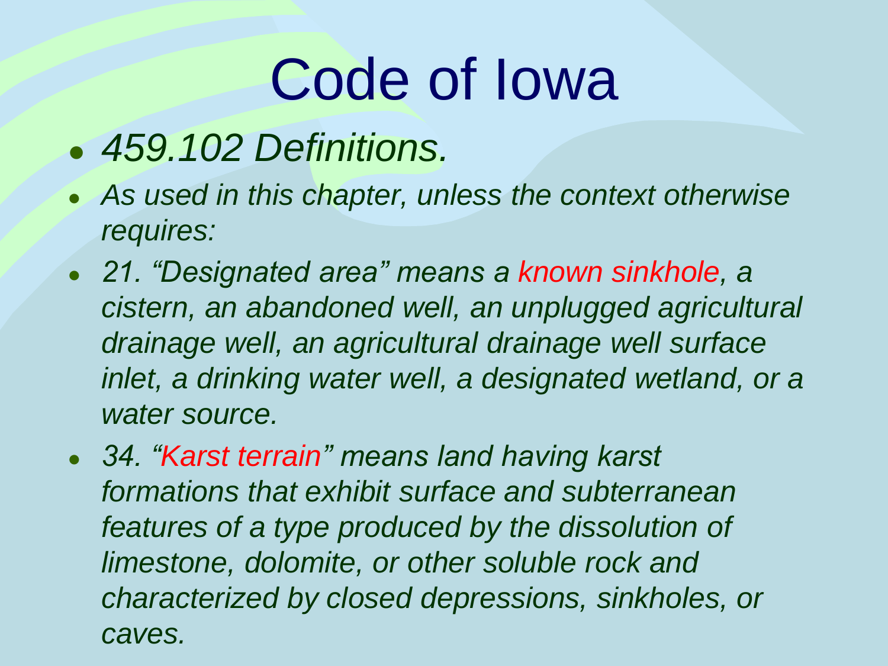# Code of Iowa

- *459.102 Definitions.*
- *As used in this chapter, unless the context otherwise requires:*
- *21. "Designated area" means a known sinkhole, a cistern, an abandoned well, an unplugged agricultural drainage well, an agricultural drainage well surface inlet, a drinking water well, a designated wetland, or a water source.*
- *34. "Karst terrain" means land having karst formations that exhibit surface and subterranean features of a type produced by the dissolution of limestone, dolomite, or other soluble rock and characterized by closed depressions, sinkholes, or caves.*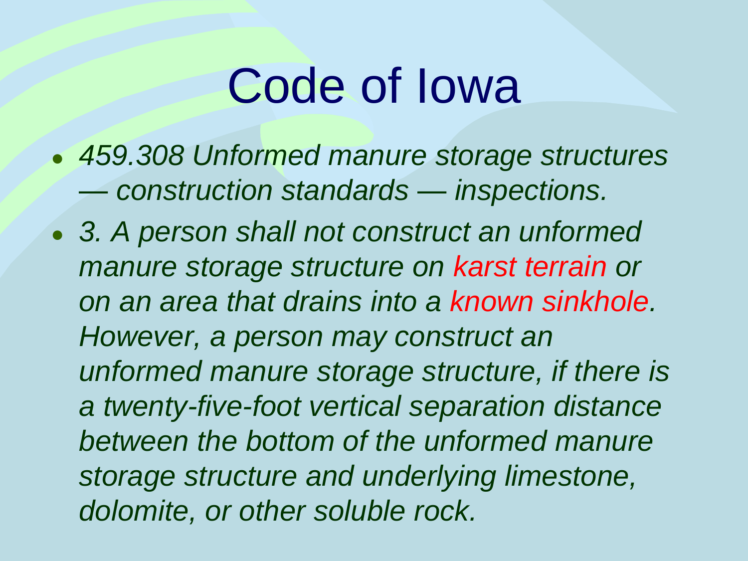# Code of Iowa

- *459.308 Unformed manure storage structures — construction standards — inspections.*
- *3. A person shall not construct an unformed manure storage structure on karst terrain or on an area that drains into a known sinkhole. However, a person may construct an unformed manure storage structure, if there is a twenty-five-foot vertical separation distance between the bottom of the unformed manure storage structure and underlying limestone, dolomite, or other soluble rock.*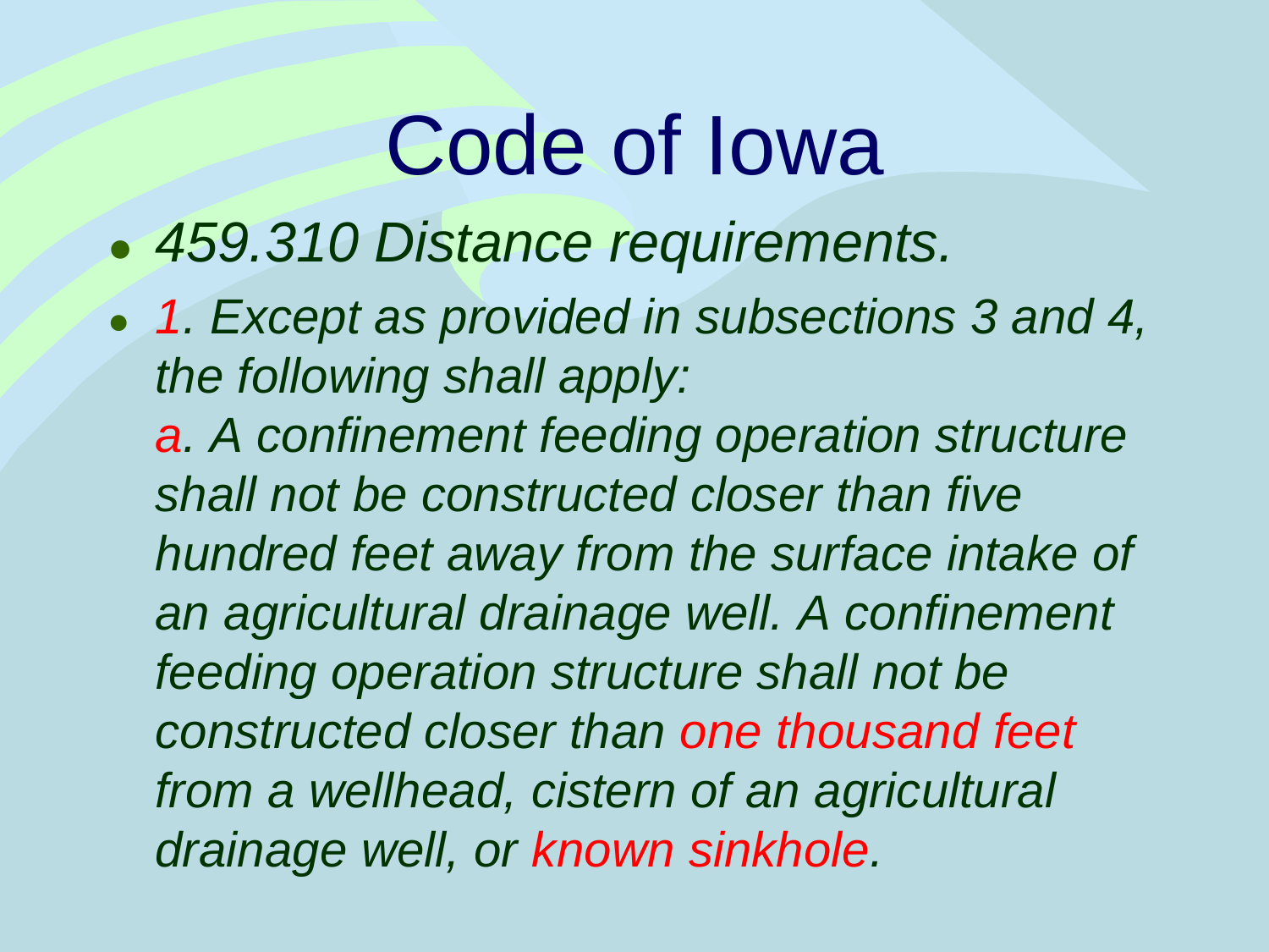# Code of Iowa

- *459.310 Distance requirements.*
- *1. Except as provided in subsections 3 and 4, the following shall apply:*
  *a. A confinement feeding operation structure shall not be constructed closer than five hundred feet away from the surface intake of an agricultural drainage well. A confinement feeding operation structure shall not be constructed closer than one thousand feet from a wellhead, cistern of an agricultural drainage well, or known sinkhole.*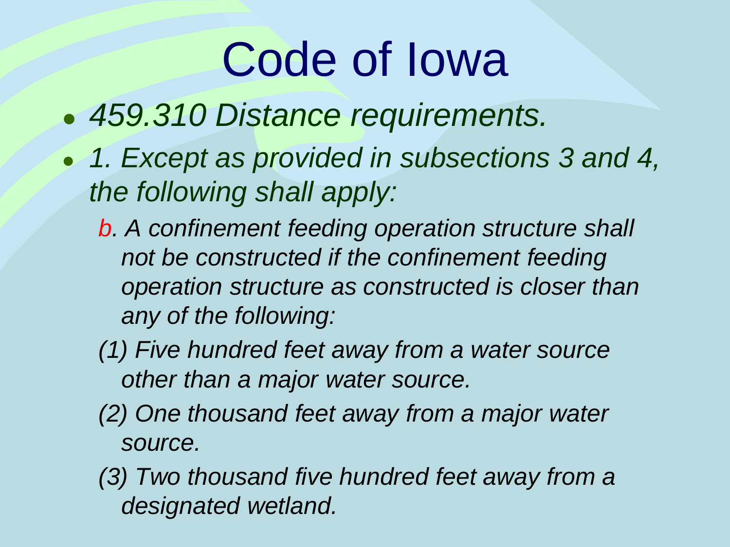# Code of Iowa

- *459.310 Distance requirements.*
- *1. Except as provided in subsections 3 and 4, the following shall apply:*

  *b. A confinement feeding operation structure shall not be constructed if the confinement feeding operation structure as constructed is closer than any of the following:*

  *(1) Five hundred feet away from a water source other than a major water source.*

  *(2) One thousand feet away from a major water source.*

  *(3) Two thousand five hundred feet away from a designated wetland.*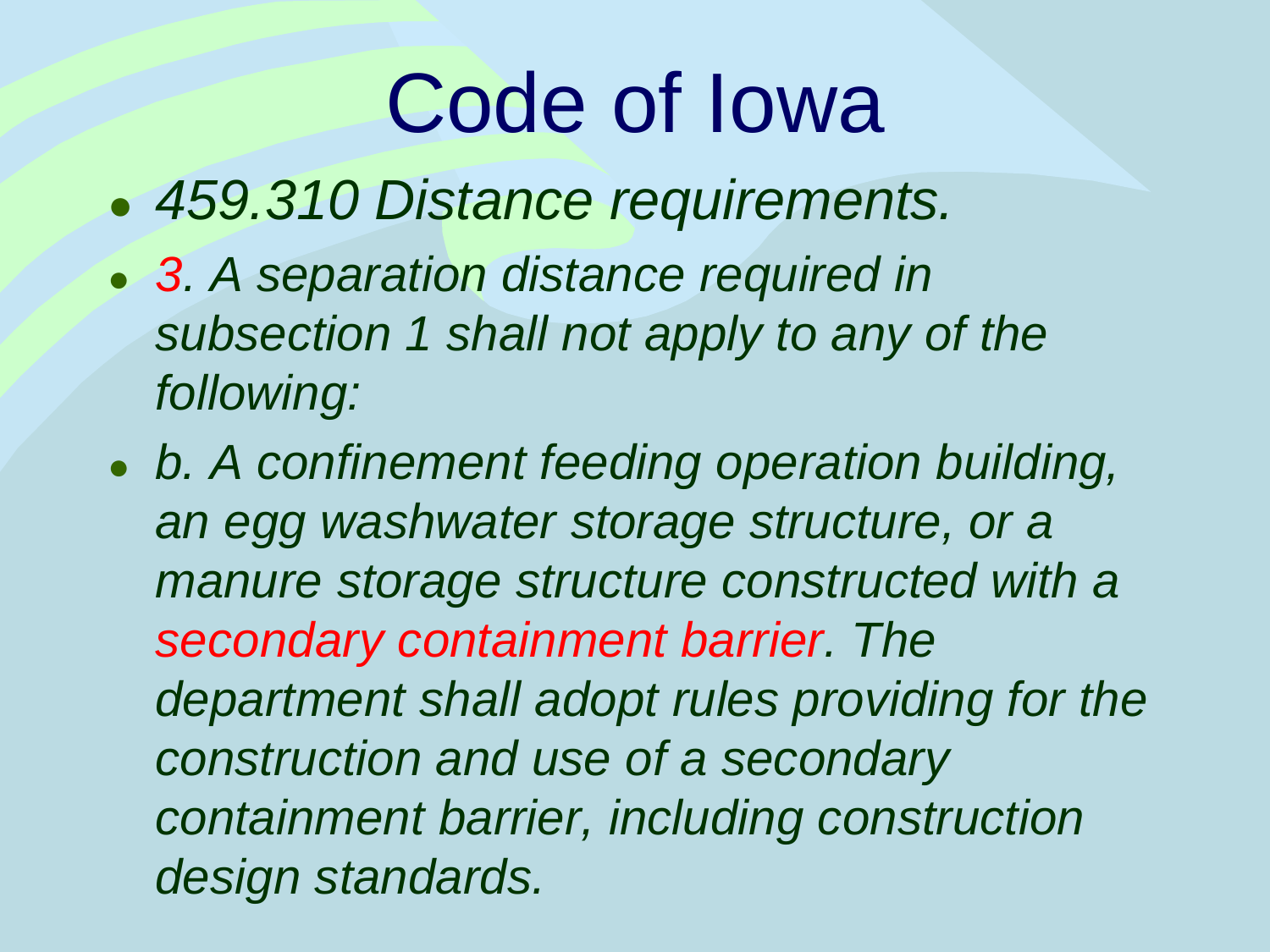# Code of Iowa

- *459.310 Distance requirements.*
- *3. A separation distance required in subsection 1 shall not apply to any of the following:*
- *b. A confinement feeding operation building, an egg washwater storage structure, or a manure storage structure constructed with a secondary containment barrier. The department shall adopt rules providing for the construction and use of a secondary containment barrier, including construction design standards.*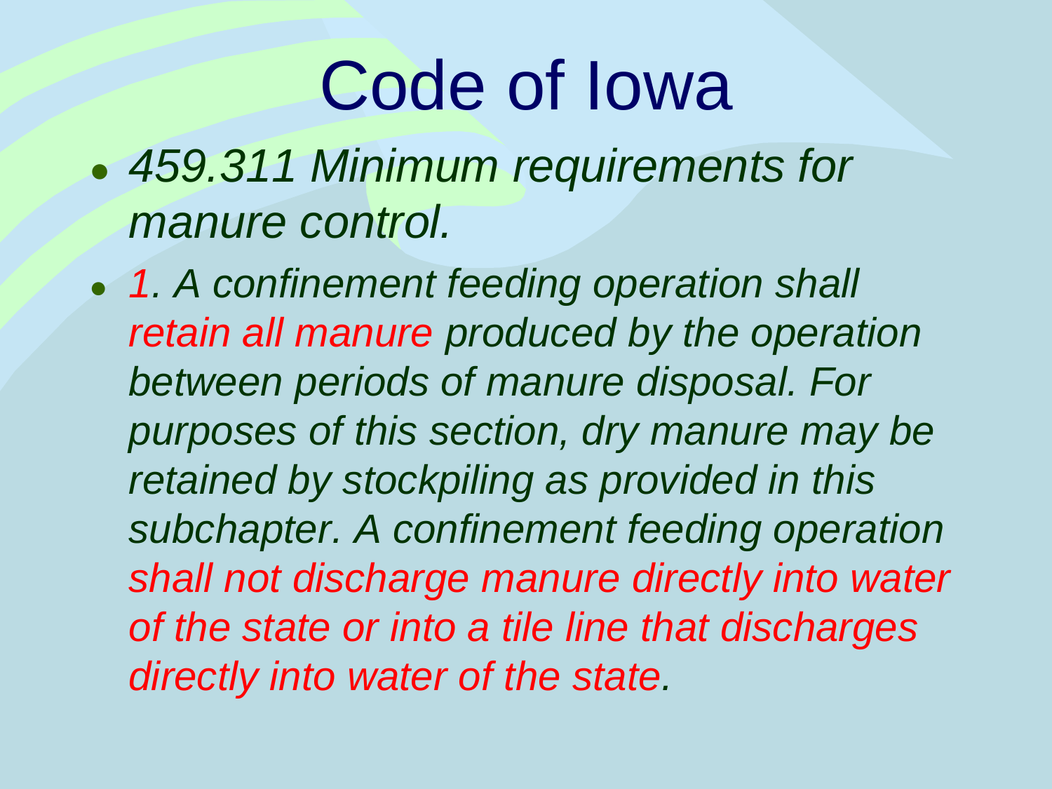# Code of Iowa

- *459.311 Minimum requirements for manure control.*
- *1. A confinement feeding operation shall retain all manure produced by the operation between periods of manure disposal. For purposes of this section, dry manure may be retained by stockpiling as provided in this subchapter. A confinement feeding operation shall not discharge manure directly into water of the state or into a tile line that discharges directly into water of the state.*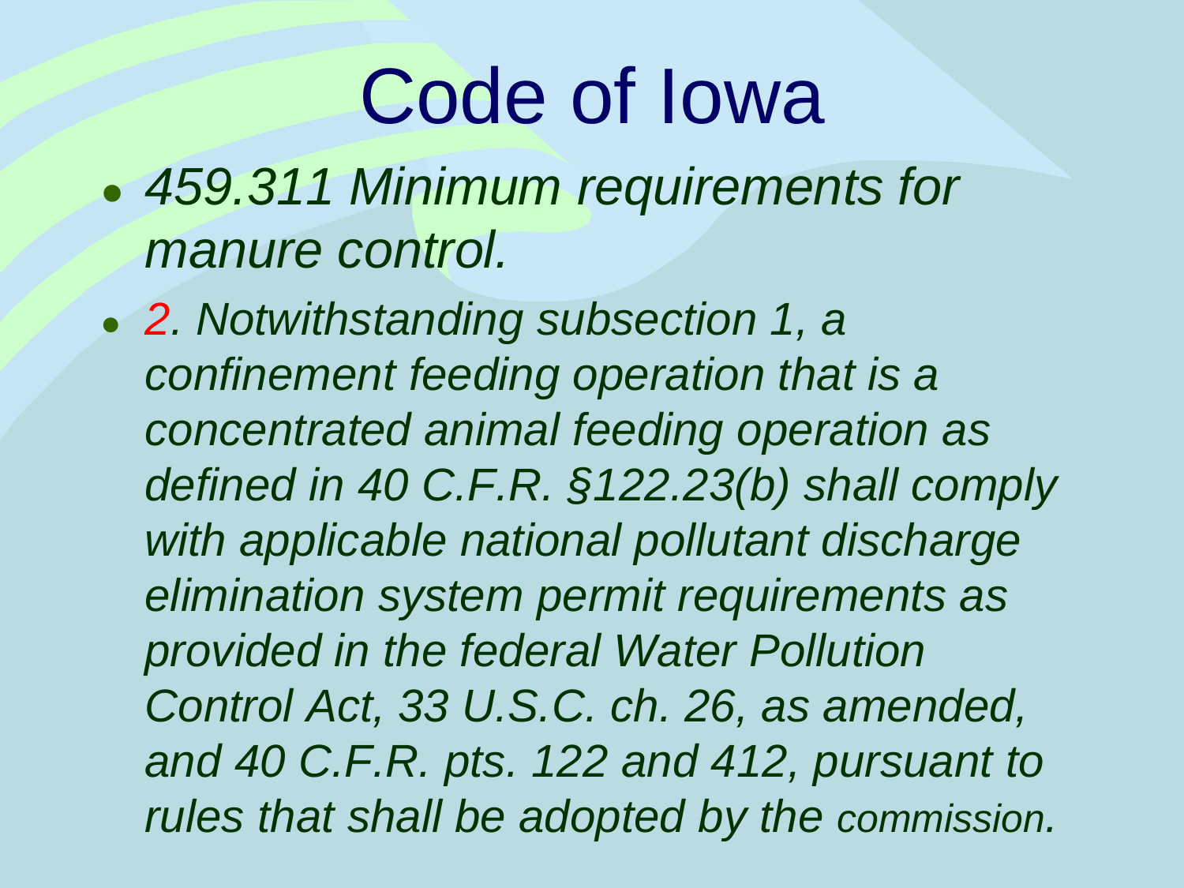# Code of Iowa

- *459.311 Minimum requirements for manure control.*
- *2. Notwithstanding subsection 1, a confinement feeding operation that is a concentrated animal feeding operation as defined in 40 C.F.R. §122.23(b) shall comply with applicable national pollutant discharge elimination system permit requirements as provided in the federal Water Pollution Control Act, 33 U.S.C. ch. 26, as amended, and 40 C.F.R. pts. 122 and 412, pursuant to rules that shall be adopted by the commission.*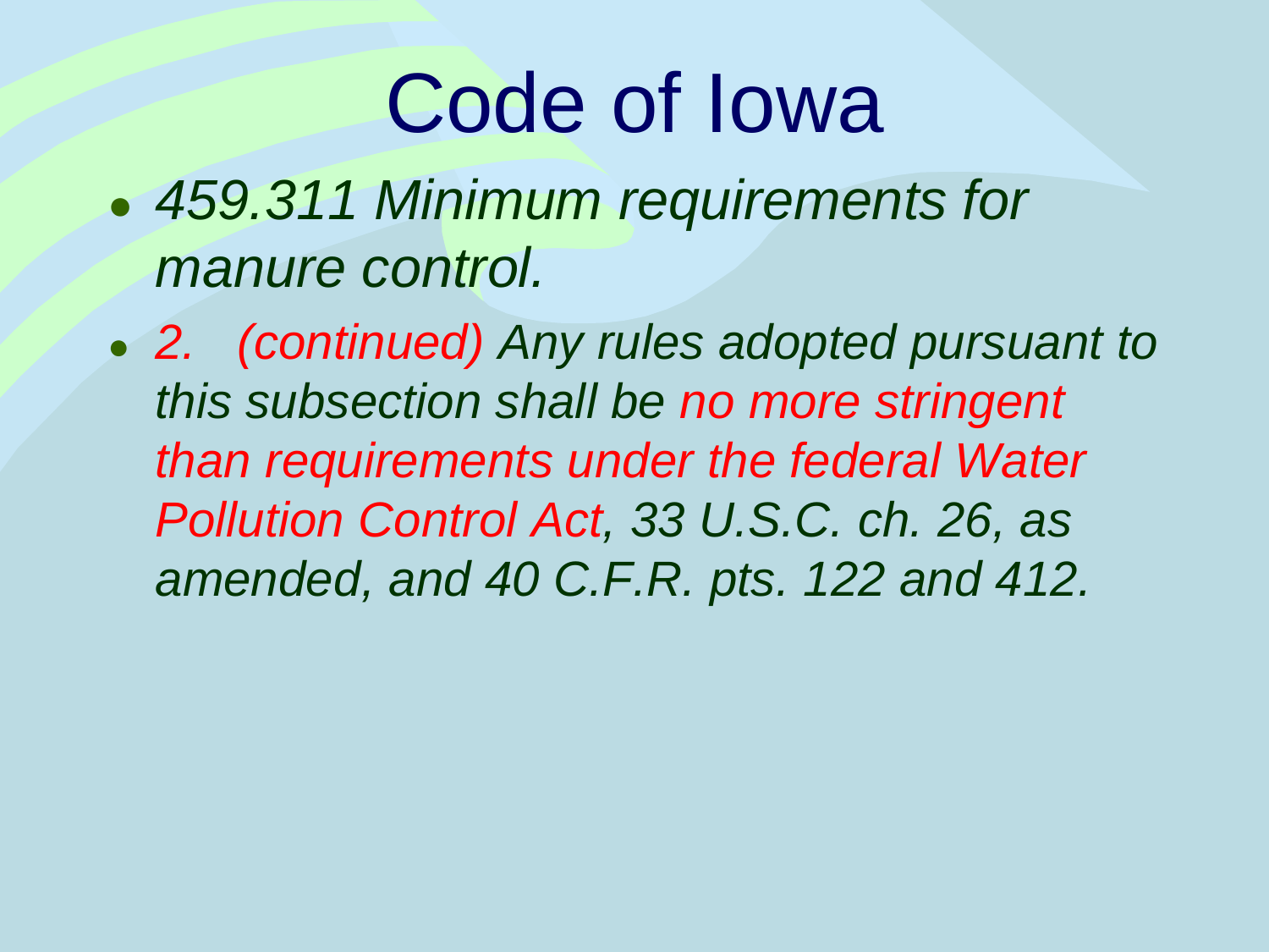# Code of Iowa

- *459.311 Minimum requirements for manure control.*
- *2. (continued) Any rules adopted pursuant to this subsection shall be no more stringent than requirements under the federal Water Pollution Control Act, 33 U.S.C. ch. 26, as amended, and 40 C.F.R. pts. 122 and 412.*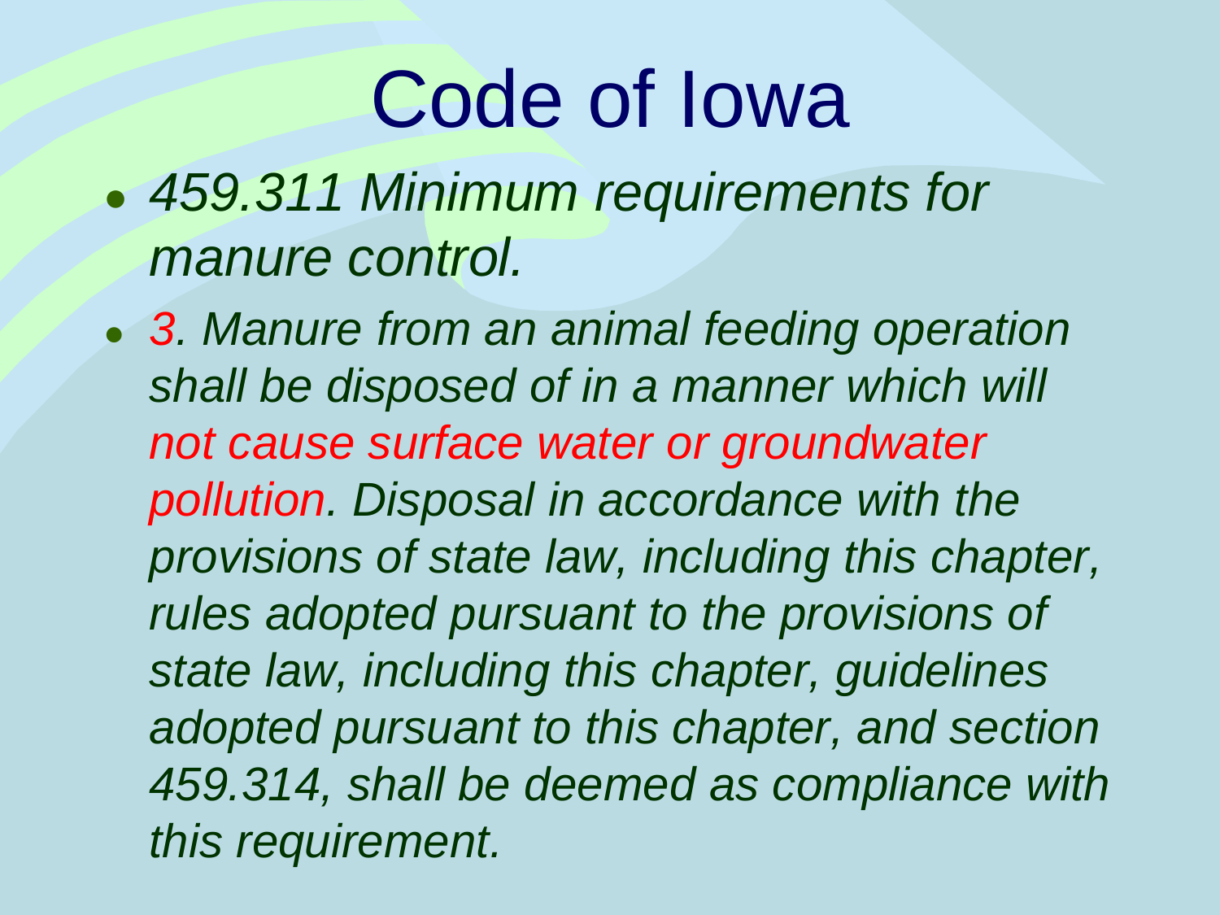# Code of Iowa

- *459.311 Minimum requirements for manure control.*
- *3. Manure from an animal feeding operation shall be disposed of in a manner which will not cause surface water or groundwater pollution. Disposal in accordance with the provisions of state law, including this chapter, rules adopted pursuant to the provisions of state law, including this chapter, guidelines adopted pursuant to this chapter, and section 459.314, shall be deemed as compliance with this requirement.*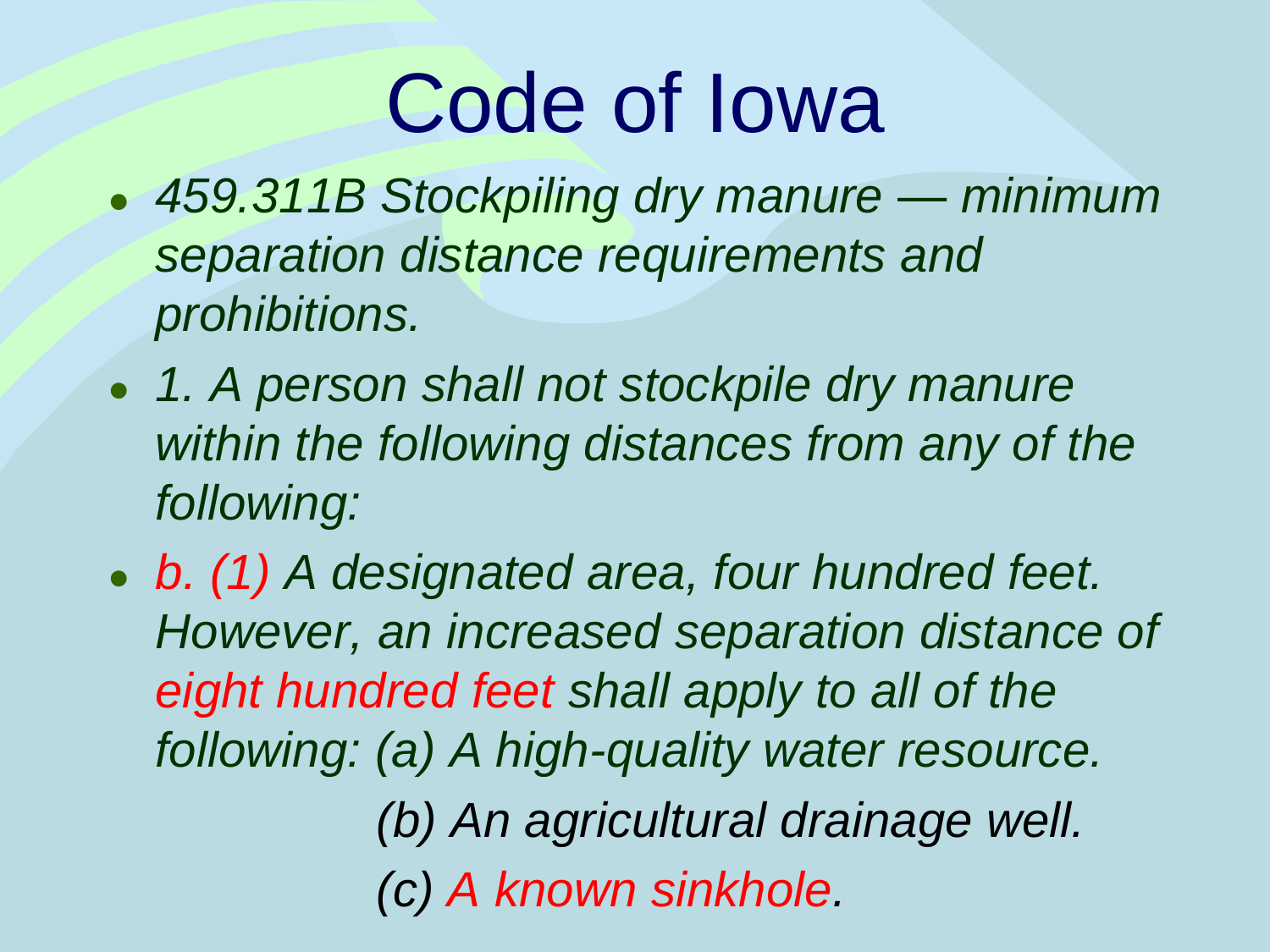# Code of Iowa

- *459.311B Stockpiling dry manure — minimum separation distance requirements and prohibitions.*
- *1. A person shall not stockpile dry manure within the following distances from any of the following:*
- *b. (1) A designated area, four hundred feet. However, an increased separation distance of eight hundred feet shall apply to all of the following: (a) A high-quality water resource.*

  *(b) An agricultural drainage well.*

  *(c) A known sinkhole.*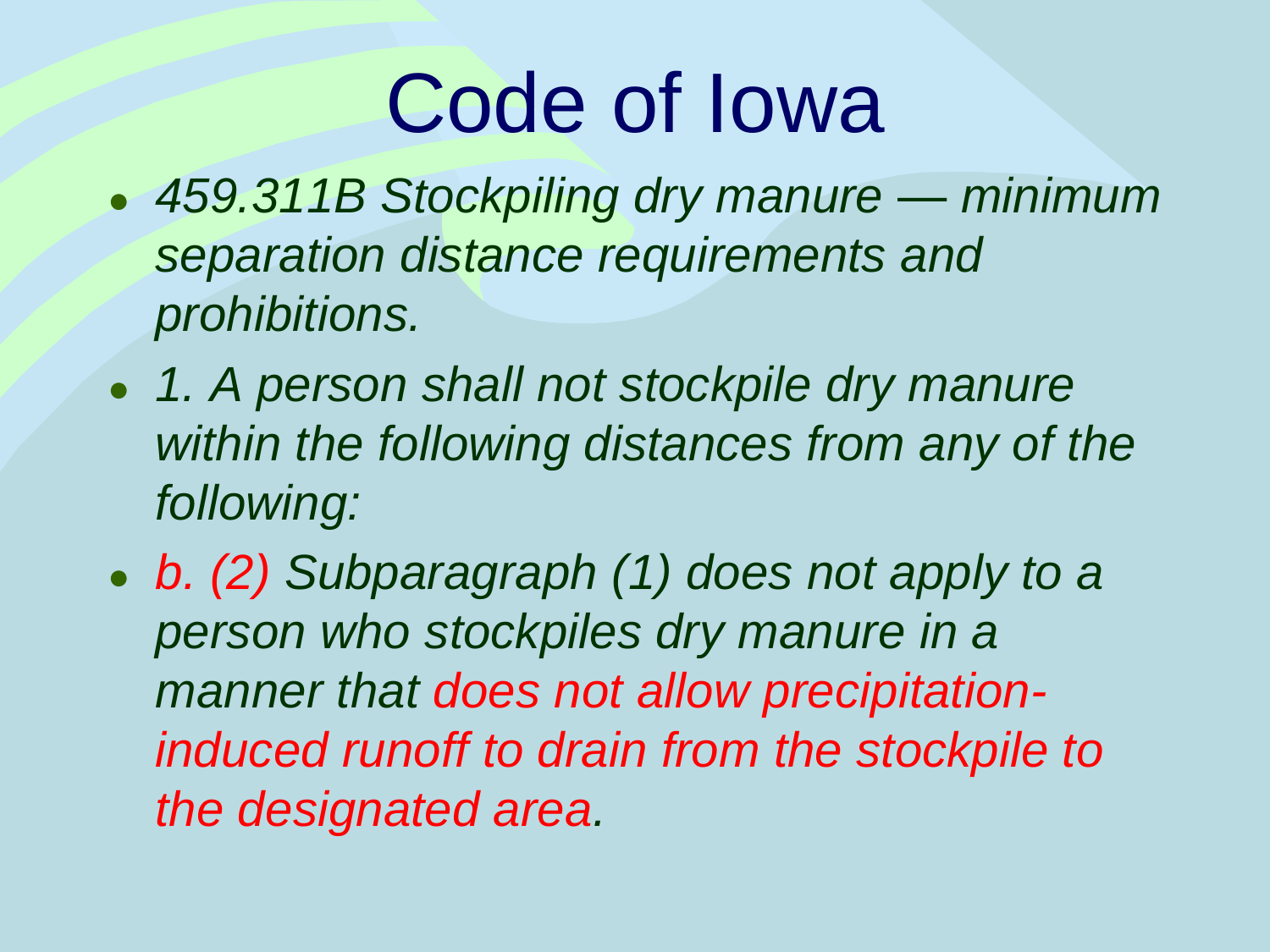# Code of Iowa

- *459.311B Stockpiling dry manure — minimum separation distance requirements and prohibitions.*
- *1. A person shall not stockpile dry manure within the following distances from any of the following:*
- *b. (2) Subparagraph (1) does not apply to a person who stockpiles dry manure in a manner that does not allow precipitation-induced runoff to drain from the stockpile to the designated area.*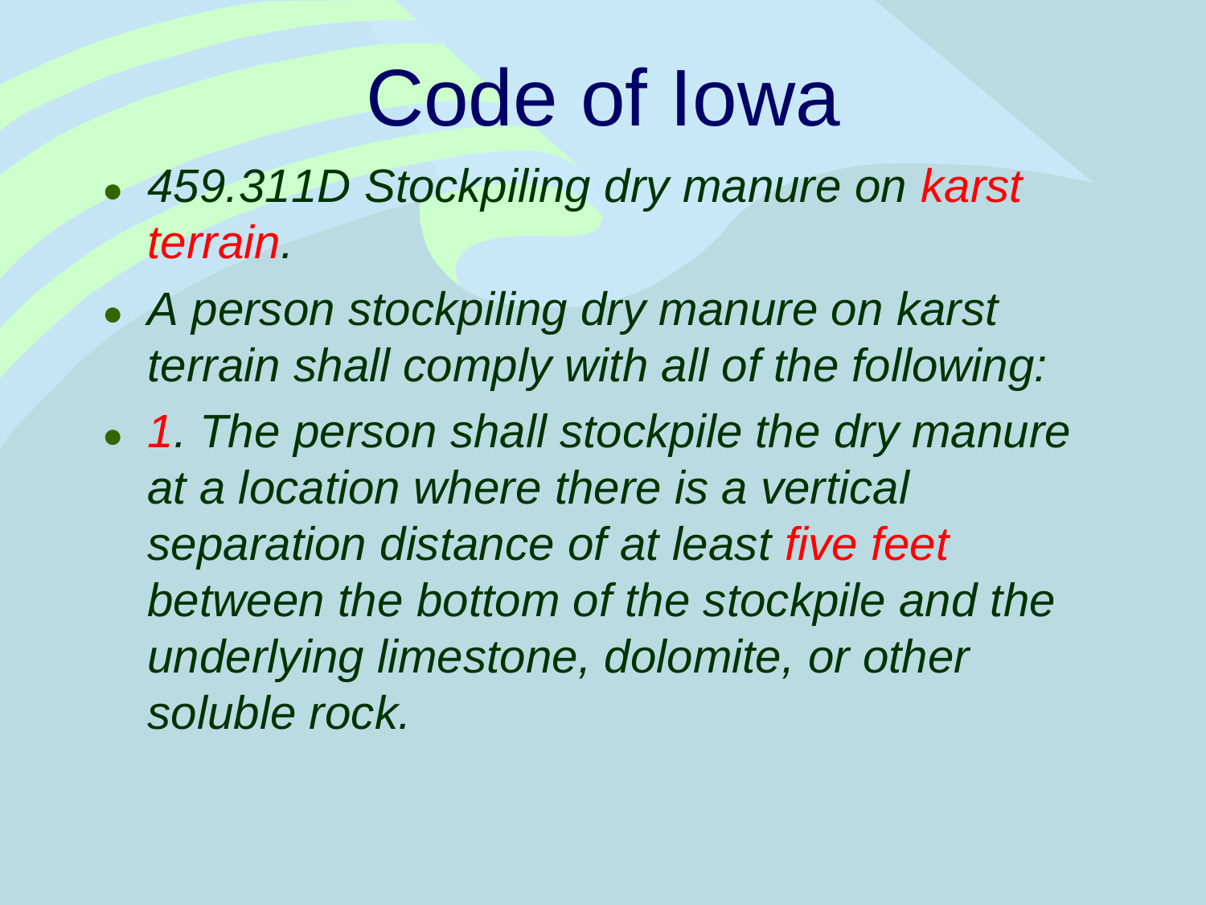# Code of Iowa

- *459.311D Stockpiling dry manure on karst terrain.*
- *A person stockpiling dry manure on karst terrain shall comply with all of the following:*
- *1. The person shall stockpile the dry manure at a location where there is a vertical separation distance of at least five feet between the bottom of the stockpile and the underlying limestone, dolomite, or other soluble rock.*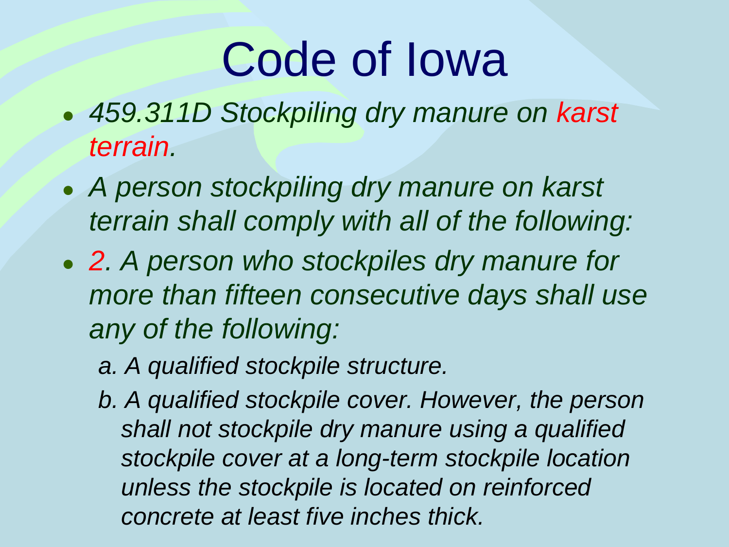# Code of Iowa

- *459.311D Stockpiling dry manure on karst terrain.*
- *A person stockpiling dry manure on karst terrain shall comply with all of the following:*
- *2. A person who stockpiles dry manure for more than fifteen consecutive days shall use any of the following:*
  - *a. A qualified stockpile structure.*
  - *b. A qualified stockpile cover. However, the person shall not stockpile dry manure using a qualified stockpile cover at a long-term stockpile location unless the stockpile is located on reinforced concrete at least five inches thick.*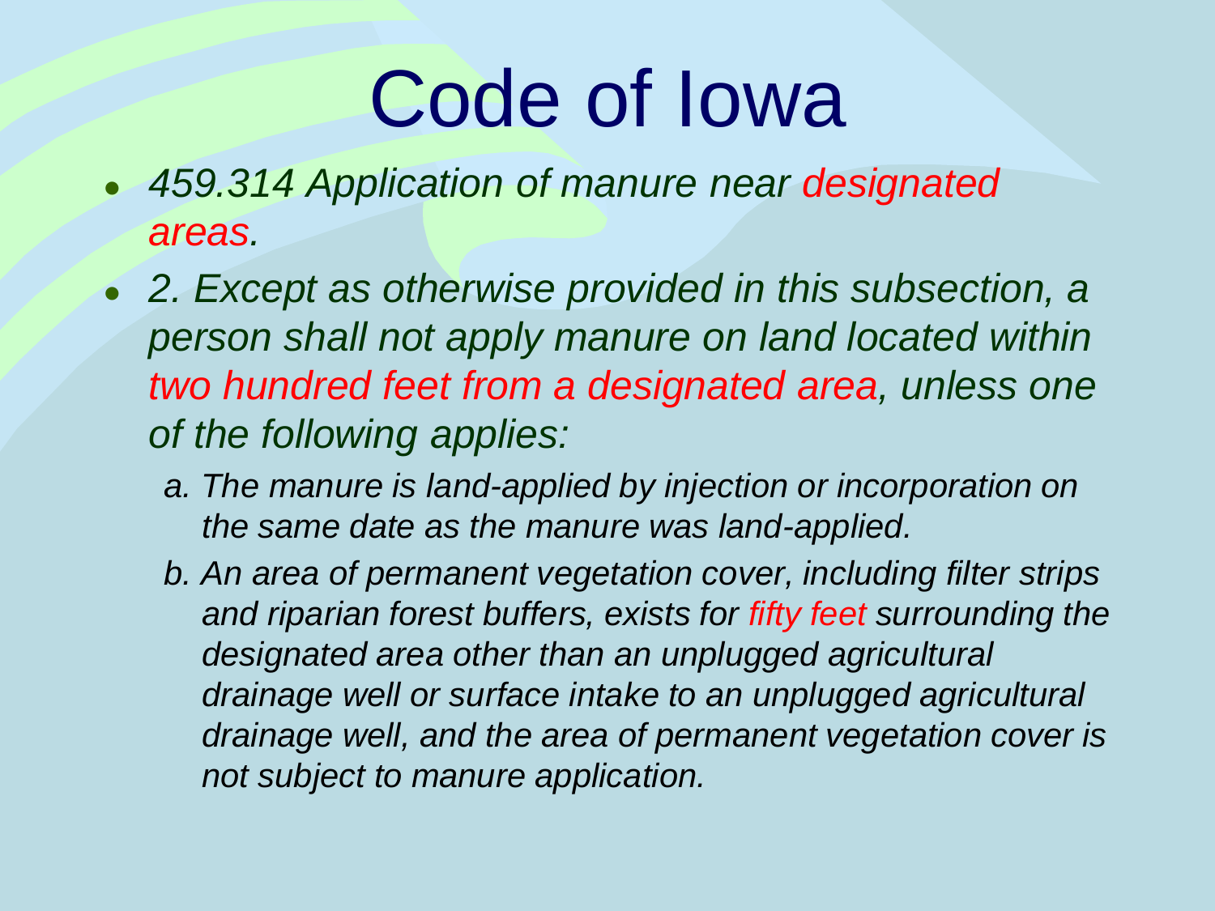# Code of Iowa

- *459.314 Application of manure near designated areas.*
- *2. Except as otherwise provided in this subsection, a person shall not apply manure on land located within two hundred feet from a designated area, unless one of the following applies:*
  - *a. The manure is land-applied by injection or incorporation on the same date as the manure was land-applied.*
  - *b. An area of permanent vegetation cover, including filter strips and riparian forest buffers, exists for fifty feet surrounding the designated area other than an unplugged agricultural drainage well or surface intake to an unplugged agricultural drainage well, and the area of permanent vegetation cover is not subject to manure application.*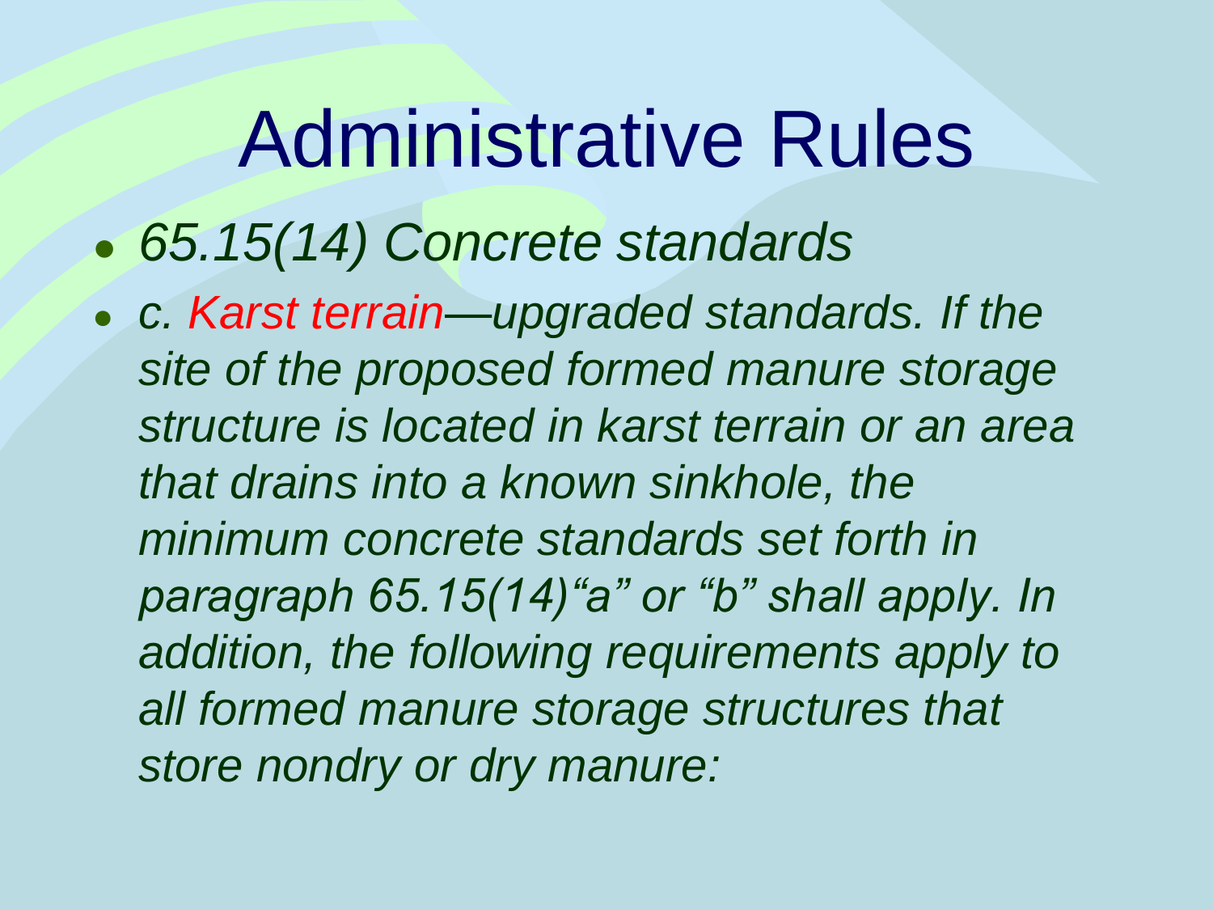# Administrative Rules

- *65.15(14) Concrete standards*
- *c. Karst terrain—upgraded standards. If the site of the proposed formed manure storage structure is located in karst terrain or an area that drains into a known sinkhole, the minimum concrete standards set forth in paragraph 65.15(14)"a" or "b" shall apply. In addition, the following requirements apply to all formed manure storage structures that store nondry or dry manure:*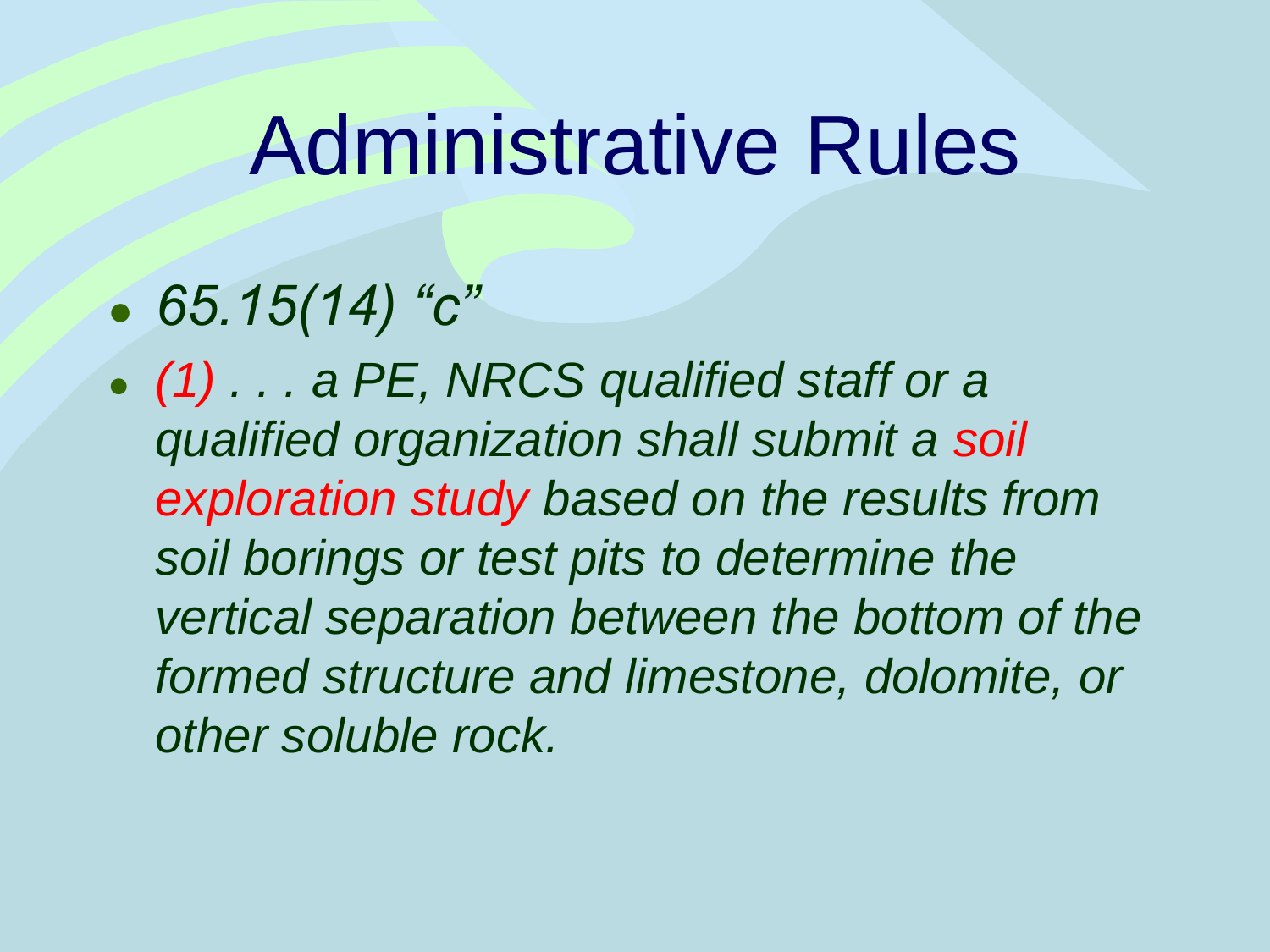# Administrative Rules

- *65.15(14) "c"*
- *(1) . . . a PE, NRCS qualified staff or a qualified organization shall submit a soil exploration study based on the results from soil borings or test pits to determine the vertical separation between the bottom of the formed structure and limestone, dolomite, or other soluble rock.*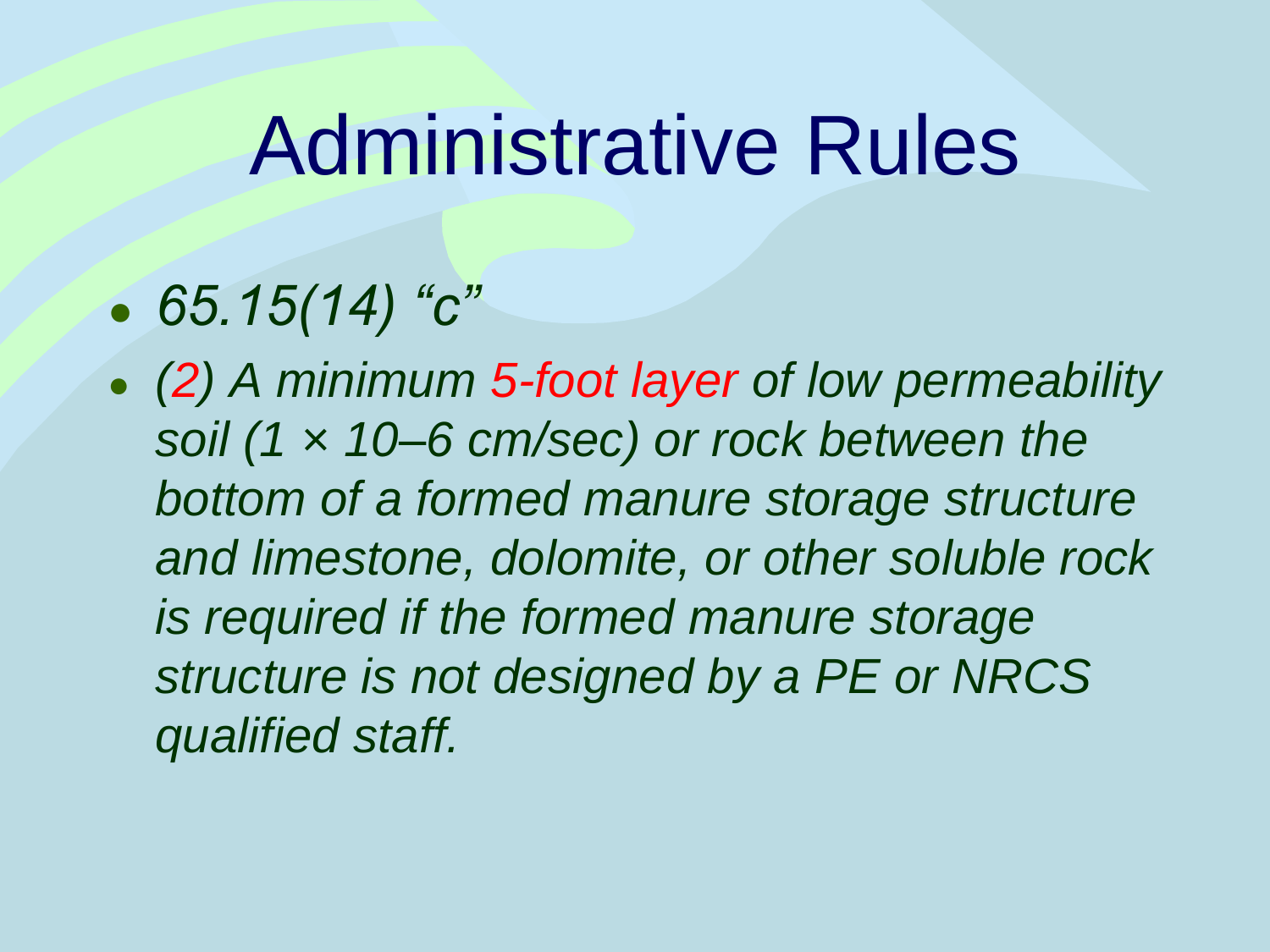# Administrative Rules

- *65.15(14) "c"*
- *(2) A minimum 5-foot layer of low permeability soil ($1 \times 10^{-6}$ cm/sec) or rock between the bottom of a formed manure storage structure and limestone, dolomite, or other soluble rock is required if the formed manure storage structure is not designed by a PE or NRCS qualified staff.*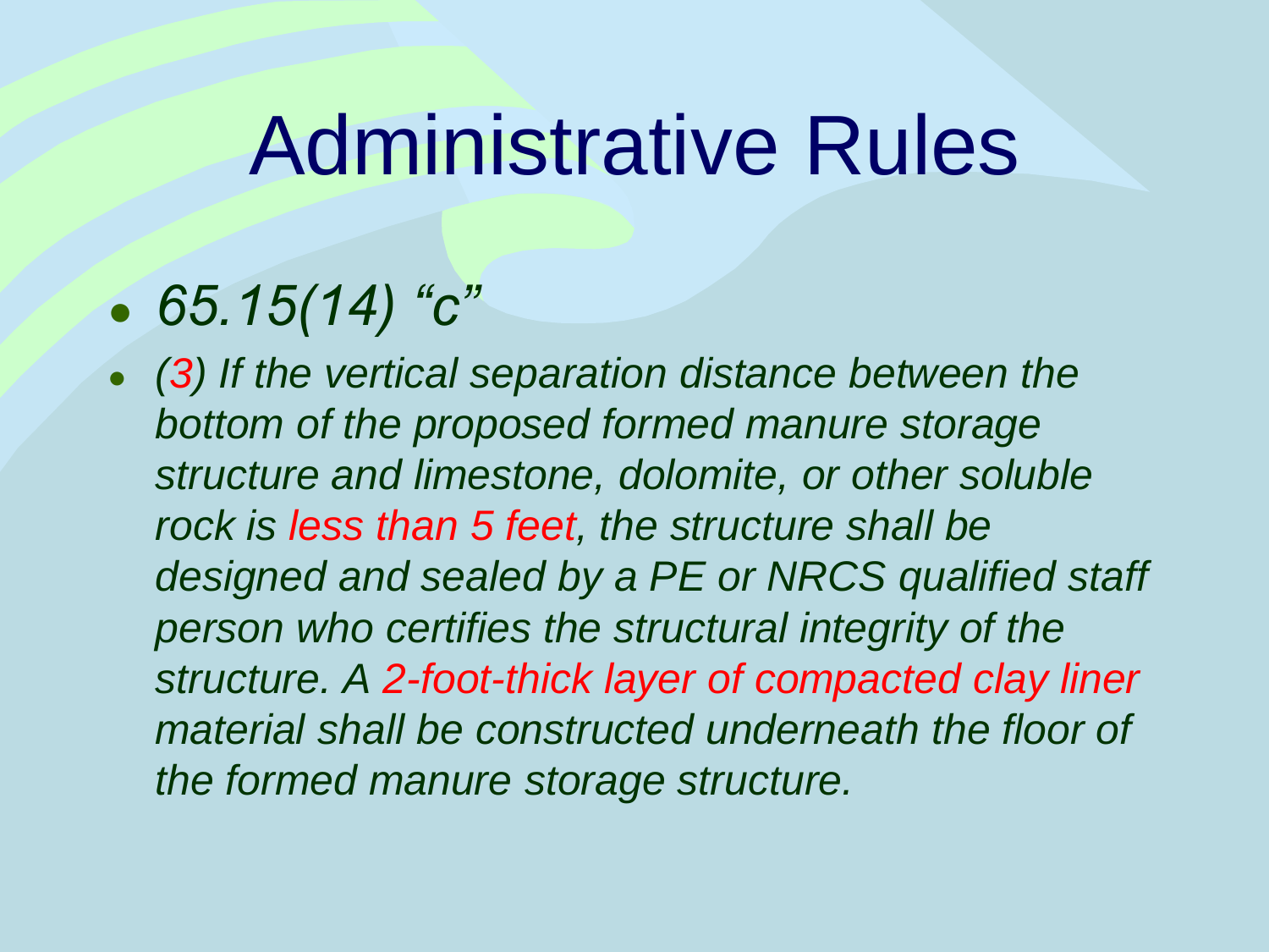# Administrative Rules

- *65.15(14) "c"*
- *(3) If the vertical separation distance between the bottom of the proposed formed manure storage structure and limestone, dolomite, or other soluble rock is less than 5 feet, the structure shall be designed and sealed by a PE or NRCS qualified staff person who certifies the structural integrity of the structure. A 2-foot-thick layer of compacted clay liner material shall be constructed underneath the floor of the formed manure storage structure.*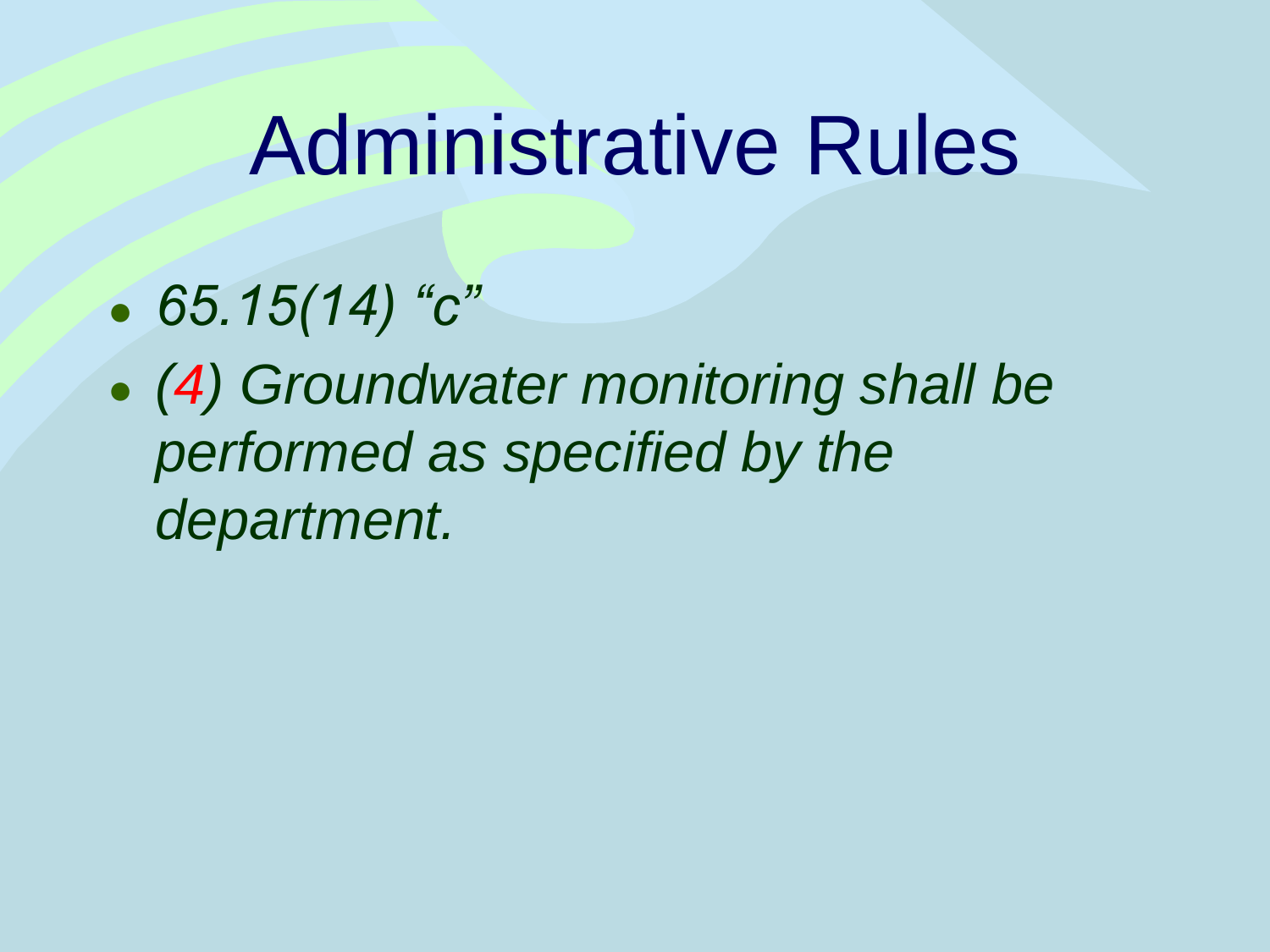# Administrative Rules

- *65.15(14) “c”*
- *(4) Groundwater monitoring shall be performed as specified by the department.*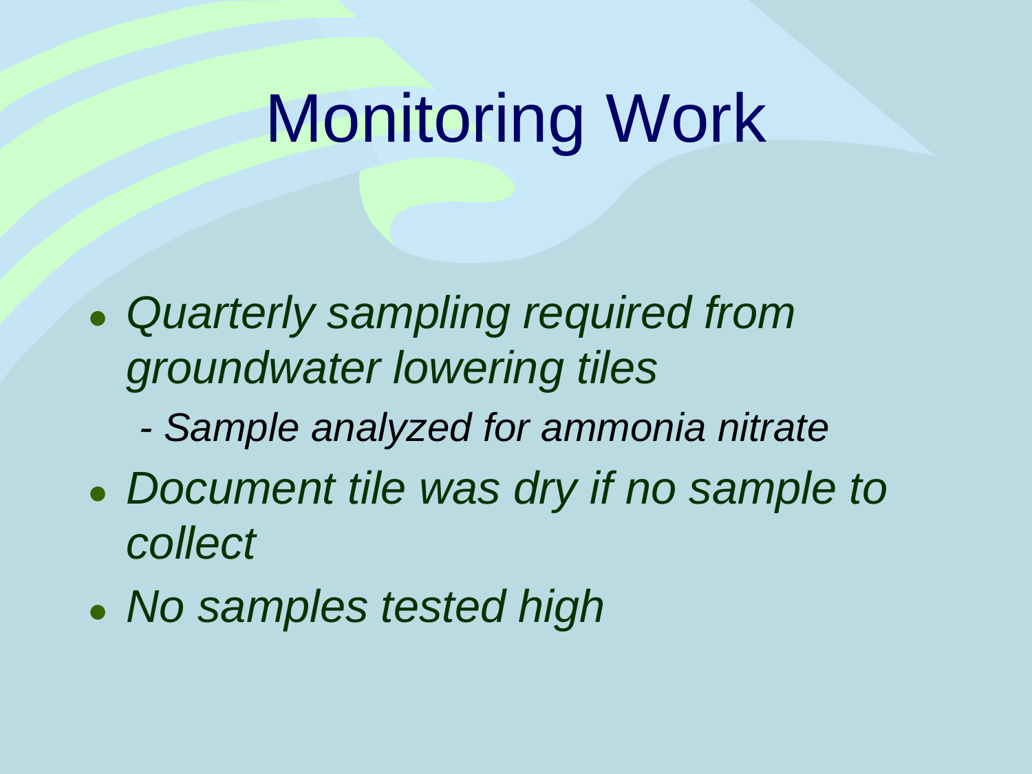# Monitoring Work

- *Quarterly sampling required from groundwater lowering tiles*
  - *Sample analyzed for ammonia nitrate*
- *Document tile was dry if no sample to collect*
- *No samples tested high*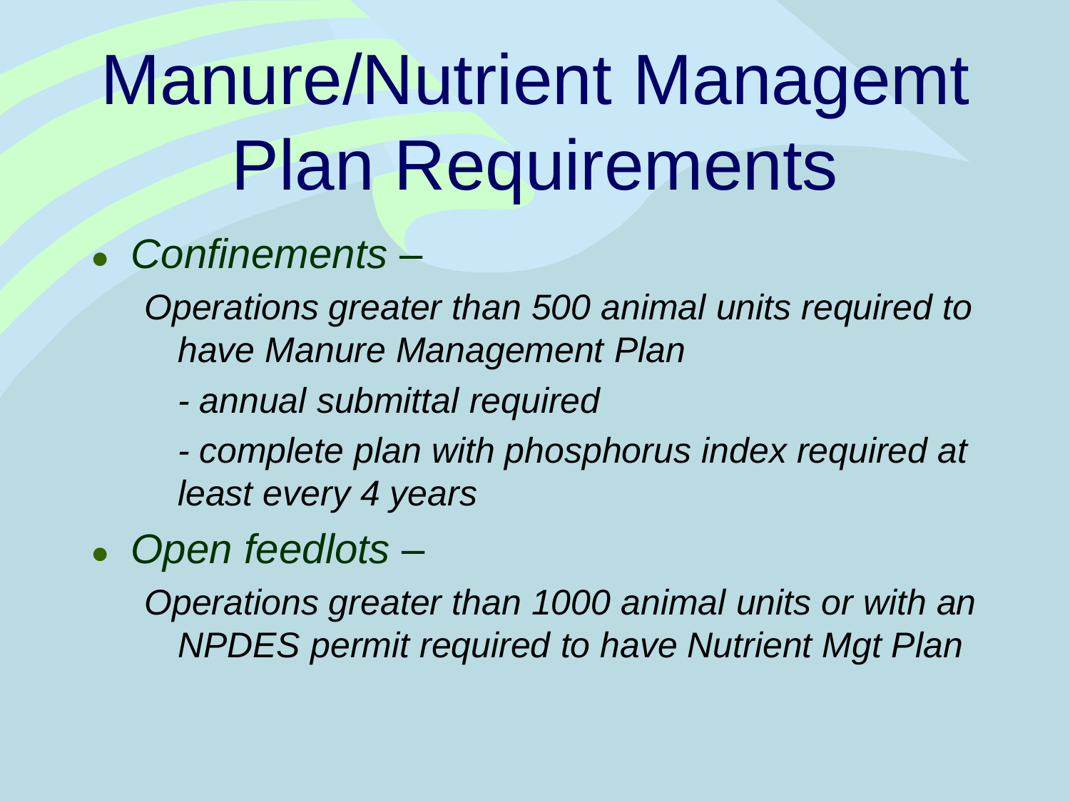# Manure/Nutrient Managemt Plan Requirements

- *Confinements –*

  *Operations greater than 500 animal units required to have Manure Management Plan*

  *- annual submittal required*

  *- complete plan with phosphorus index required at least every 4 years*

- *Open feedlots –*

  *Operations greater than 1000 animal units or with an NPDES permit required to have Nutrient Mgt Plan*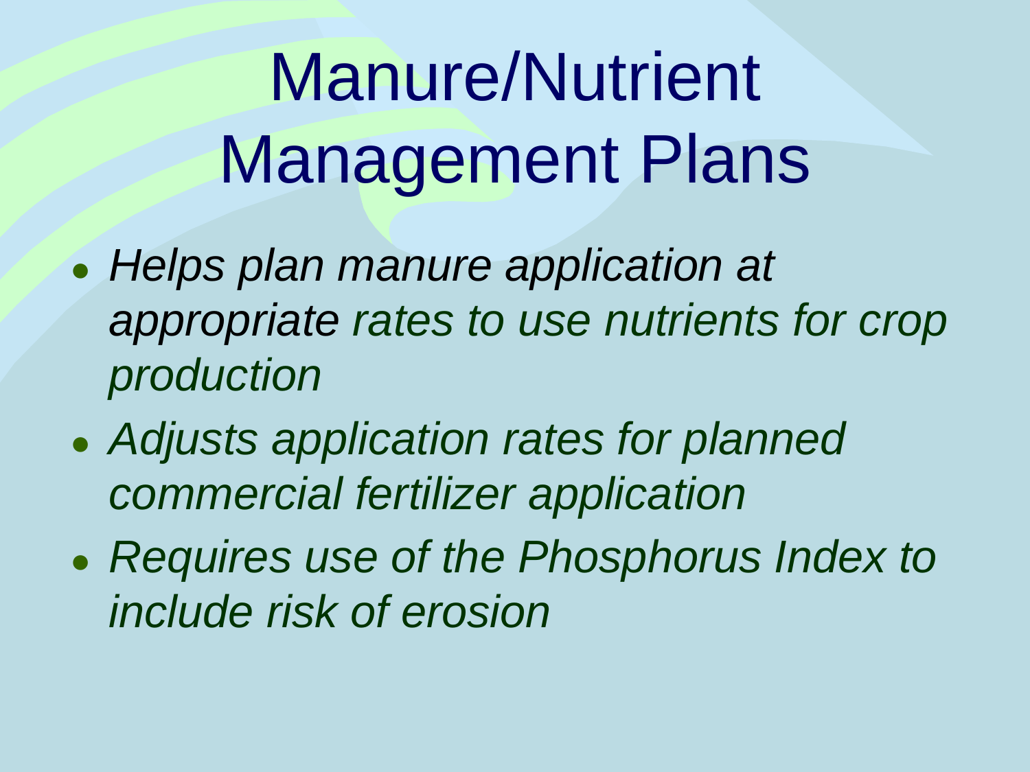# Manure/Nutrient Management Plans

- *Helps plan manure application at appropriate rates to use nutrients for crop production*
- *Adjusts application rates for planned commercial fertilizer application*
- *Requires use of the Phosphorus Index to include risk of erosion*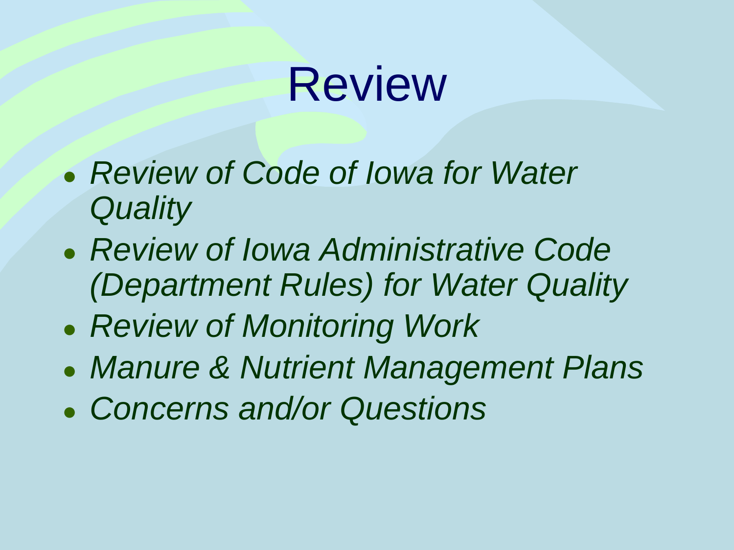# Review

- *Review of Code of Iowa for Water Quality*
- *Review of Iowa Administrative Code (Department Rules) for Water Quality*
- *Review of Monitoring Work*
- *Manure & Nutrient Management Plans*
- *Concerns and/or Questions*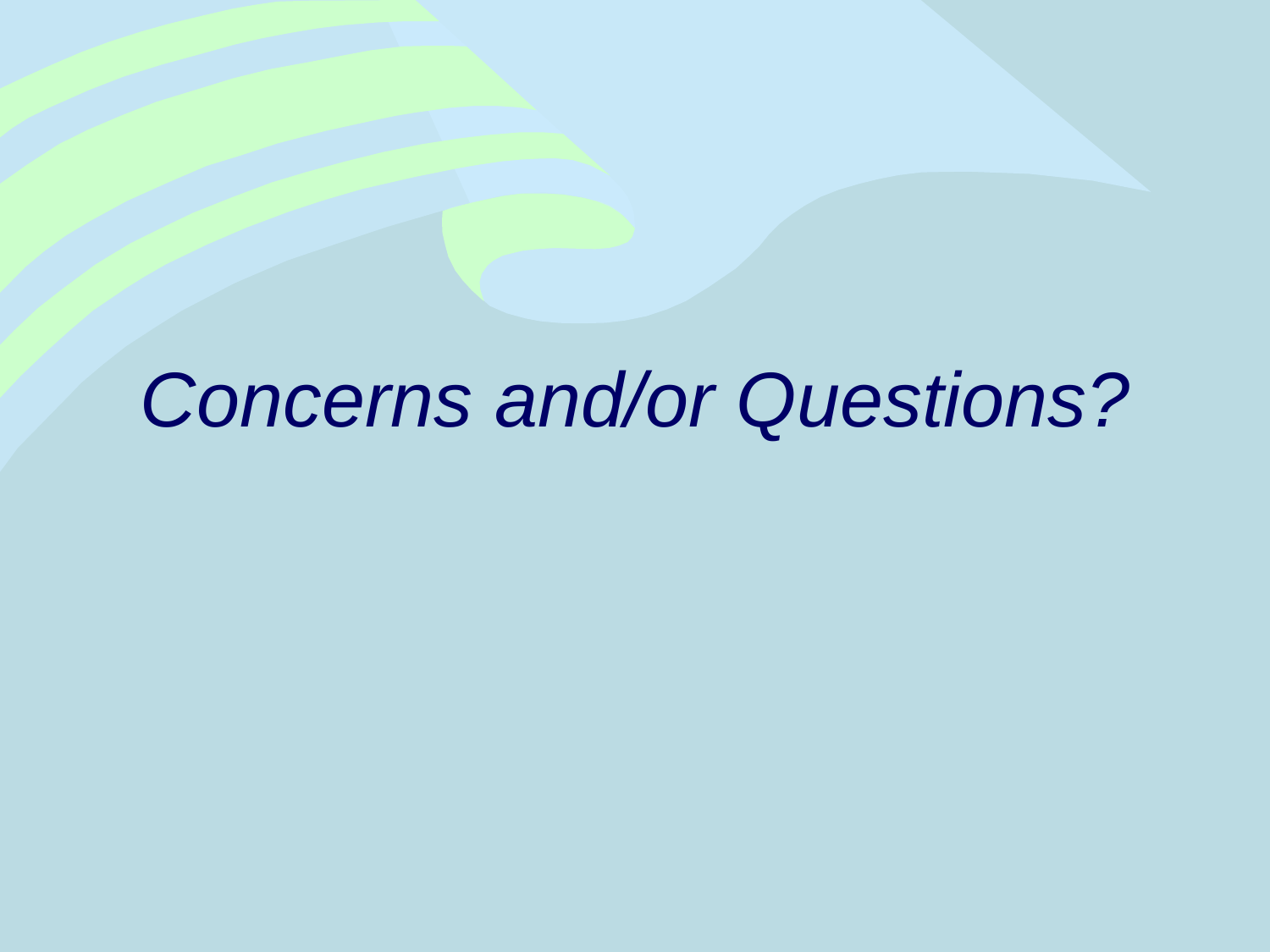# *Concerns and/or Questions?*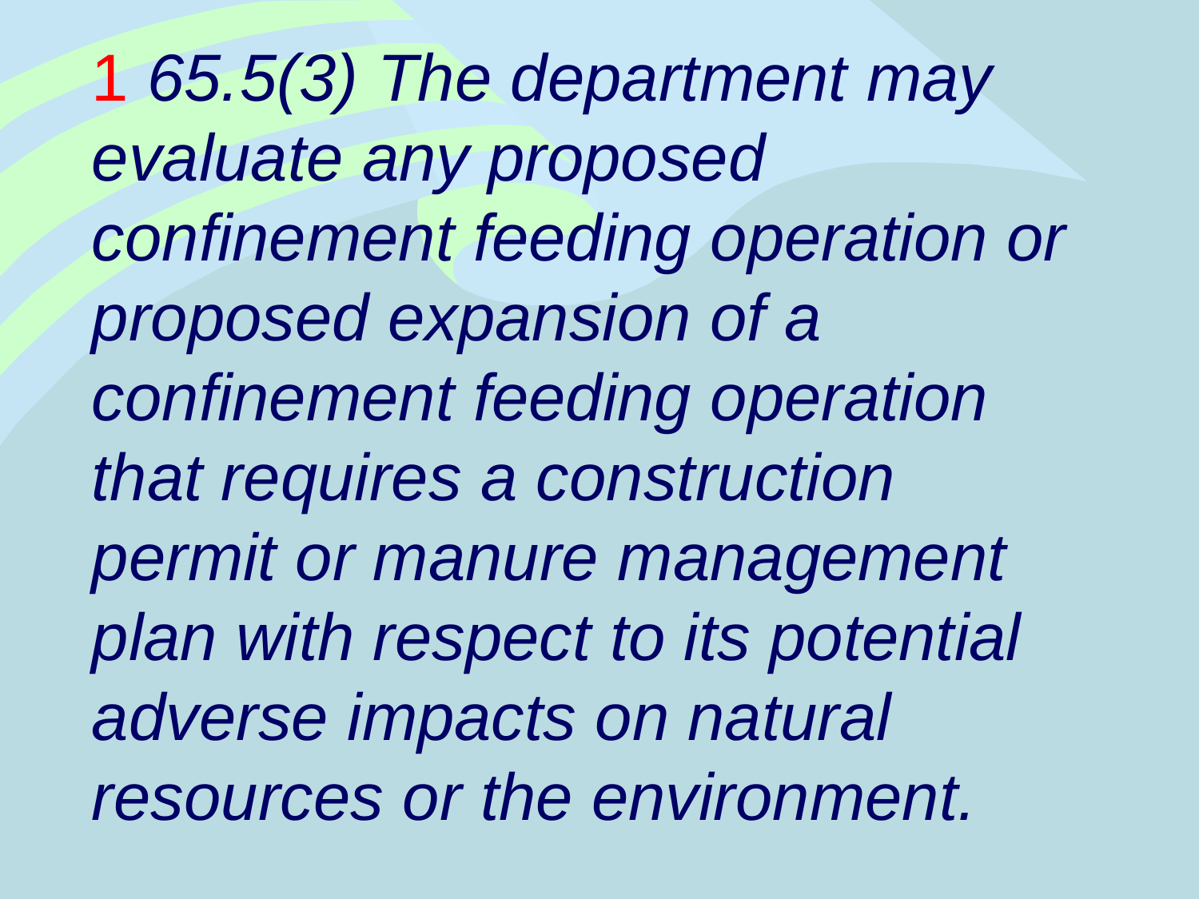1 *65.5(3) The department may evaluate any proposed confinement feeding operation or proposed expansion of a confinement feeding operation that requires a construction permit or manure management plan with respect to its potential adverse impacts on natural resources or the environment.*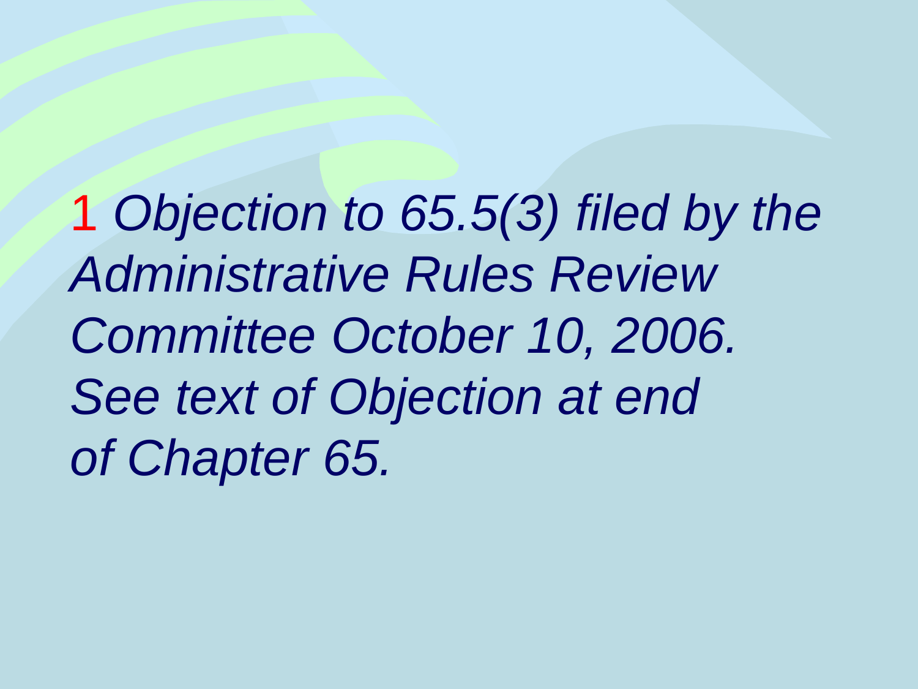1 *Objection to 65.5(3) filed by the Administrative Rules Review Committee October 10, 2006. See text of Objection at end of Chapter 65.*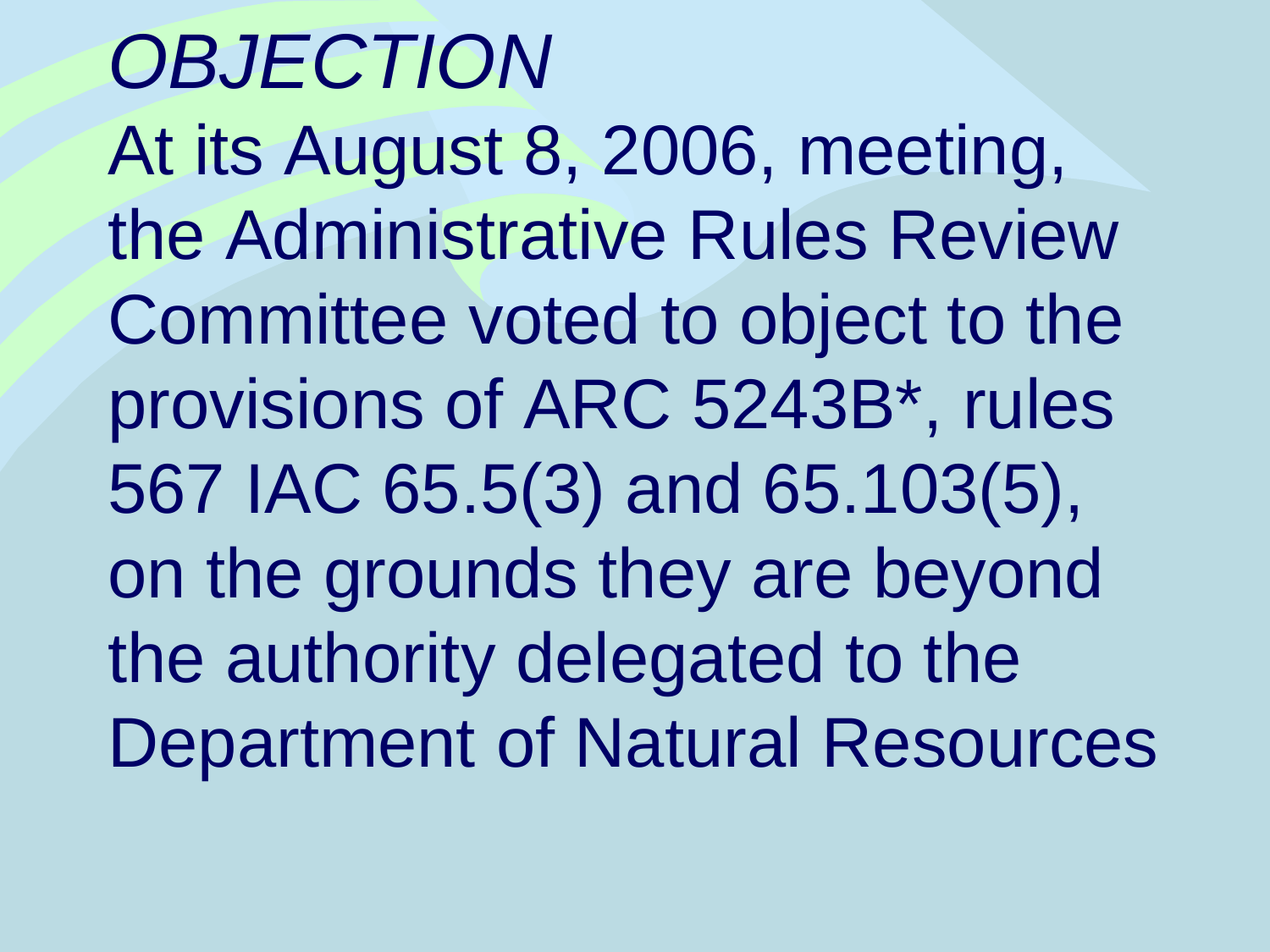# *OBJECTION*

At its August 8, 2006, meeting, the Administrative Rules Review Committee voted to object to the provisions of ARC 5243B*, rules 567 IAC 65.5(3) and 65.103(5), on the grounds they are beyond the authority delegated to the Department of Natural Resources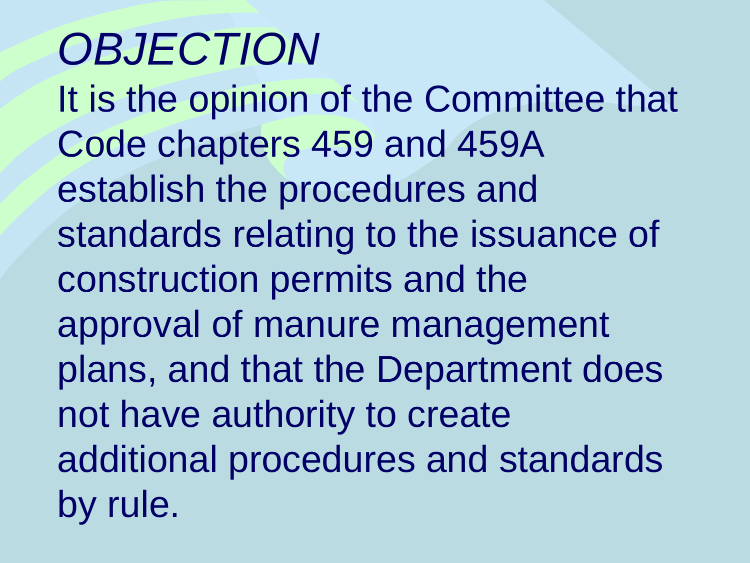# *OBJECTION*

It is the opinion of the Committee that Code chapters 459 and 459A establish the procedures and standards relating to the issuance of construction permits and the approval of manure management plans, and that the Department does not have authority to create additional procedures and standards by rule.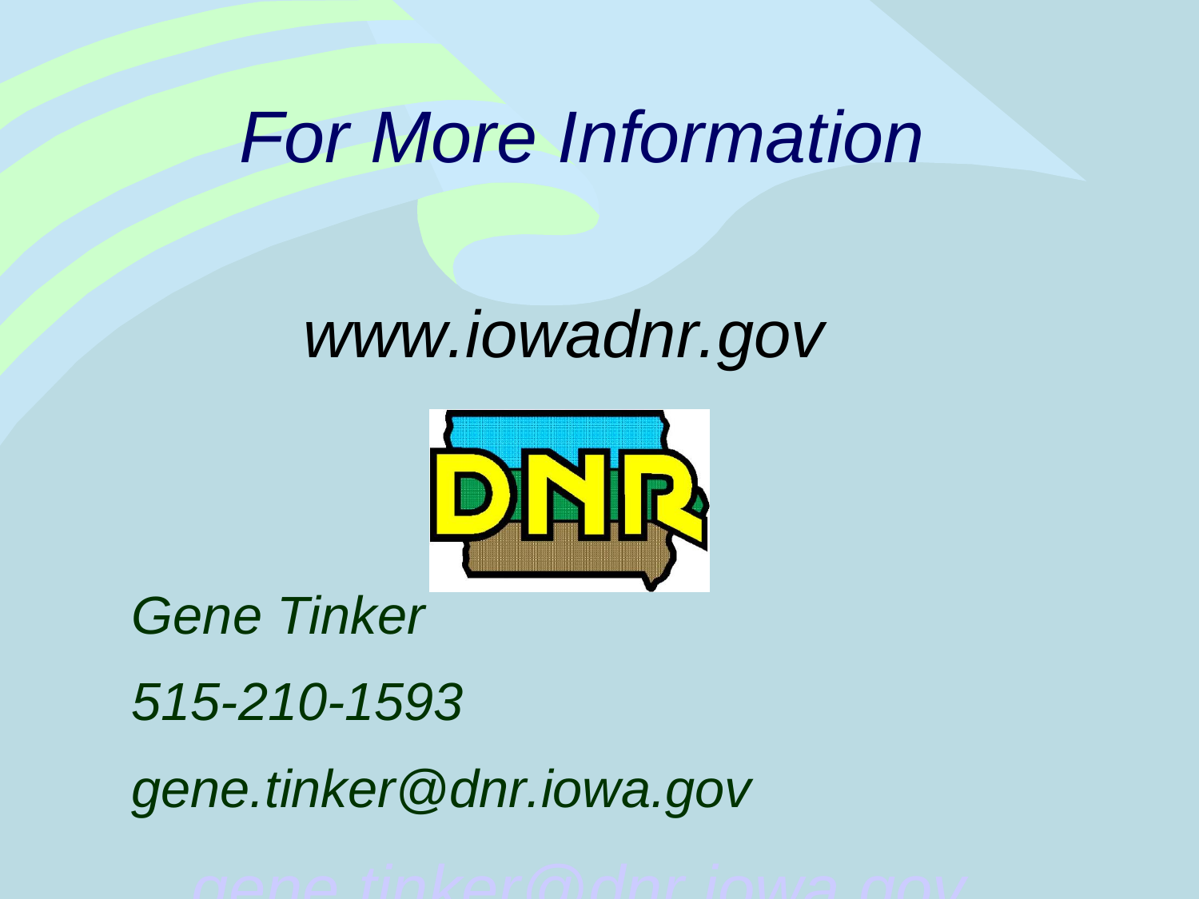# For More Information

*www.iowadnr.gov*

*Gene Tinker*

*515-210-1593*

*gene.tinker@dnr.iowa.gov*